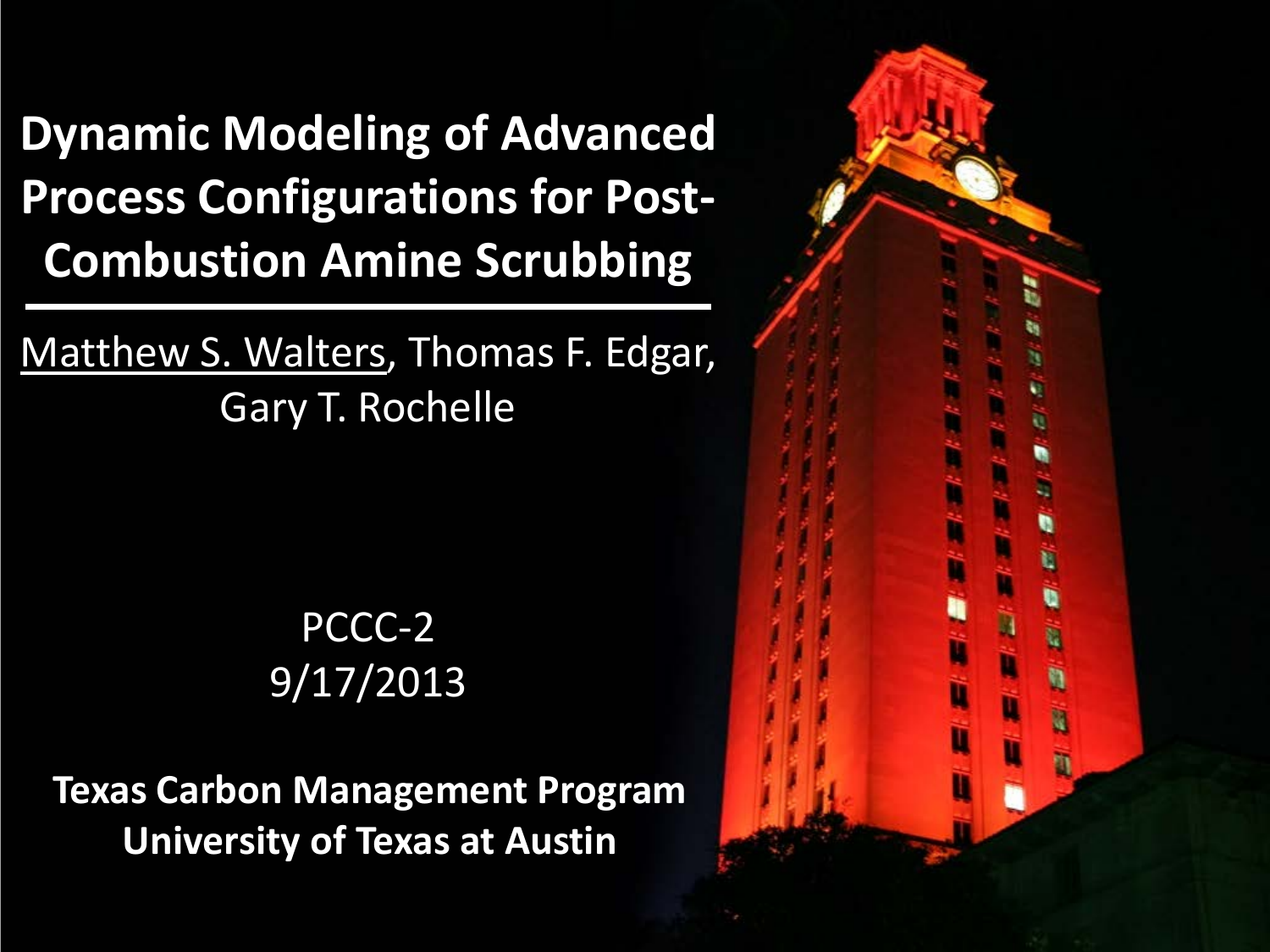# Dynamic Modeling of Advanced Process Configurations for Post-Combustion Amine Scrubbing

Matthew S. Walters, Thomas F. Edgar, Gary T. Rochelle

PCCC-2
9/17/2013

**Texas Carbon Management Program**
**University of Texas at Austin**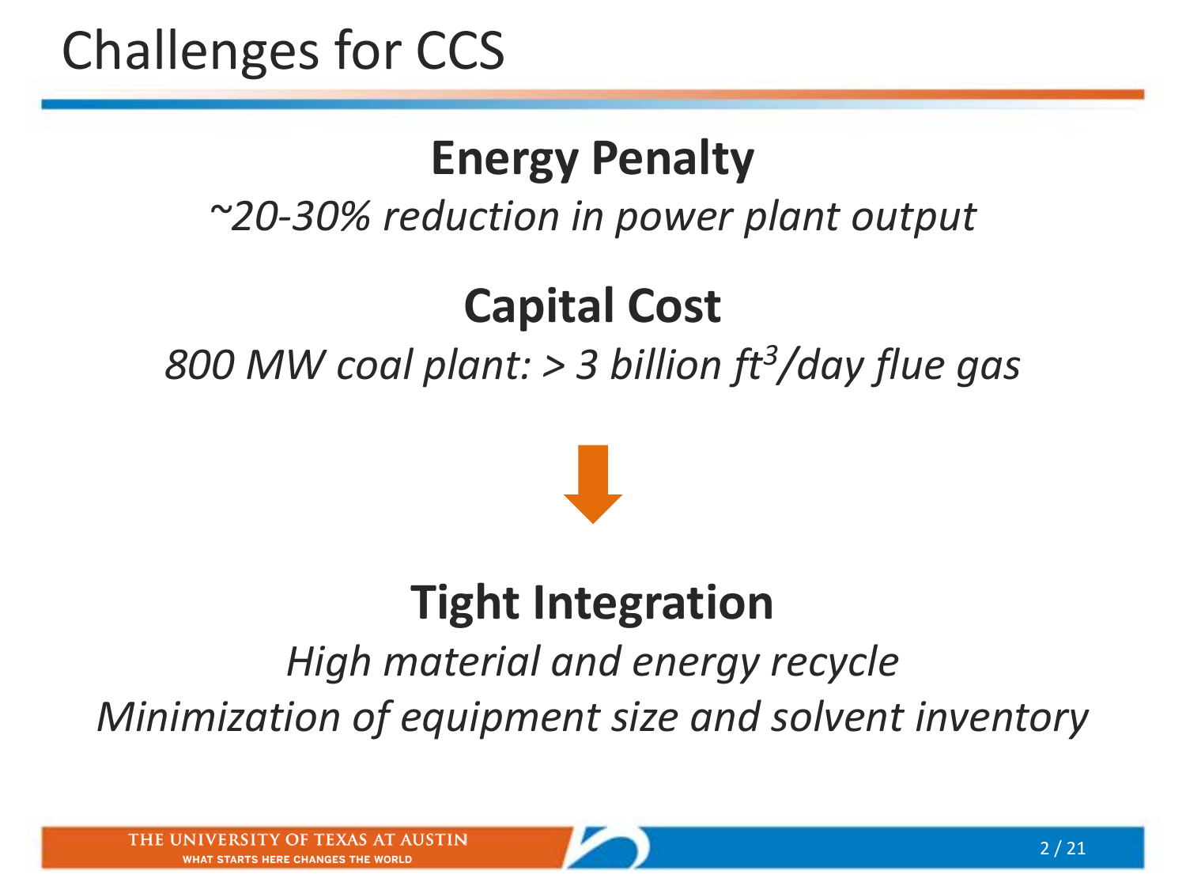# Challenges for CCS

## Energy Penalty

*~20-30% reduction in power plant output*

## Capital Cost

*800 MW coal plant: > 3 billion $ft^3$/day flue gas*

↓

## Tight Integration

*High material and energy recycle*

*Minimization of equipment size and solvent inventory*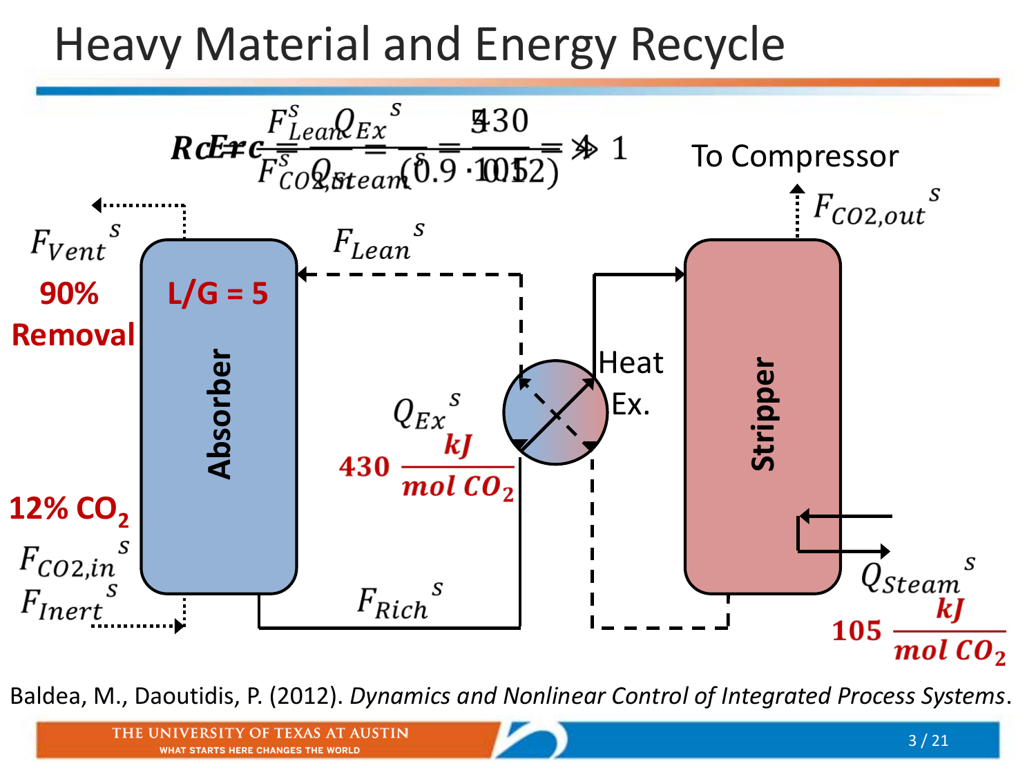# Heavy Material and Energy Recycle

$$Rc = \frac{F_{Lean}^{s}}{F_{CO2}^{s}} = \frac{5}{(0.9 \cdot 0.12)} \gg 1$$

$$Er = \frac{Q_{Ex}^{s}}{Q_{Steam}^{s}} = \frac{430}{105} \gg 1$$

- $F_{Vent}^{s}$ — **90% Removal**
- **Absorber** — **L/G = 5**
- **12% $CO_2$** — $F_{CO2,in}^{s}$, $F_{Inert}^{s}$
- $F_{Lean}^{s}$
- $F_{Rich}^{s}$
- Heat Ex. — $Q_{Ex}^{s}$ **430 $\frac{kJ}{mol\ CO_2}$**
- **Stripper** — $Q_{Steam}^{s}$ **105 $\frac{kJ}{mol\ CO_2}$**
- To Compressor — $F_{CO2,out}^{s}$

Baldea, M., Daoutidis, P. (2012). *Dynamics and Nonlinear Control of Integrated Process Systems*.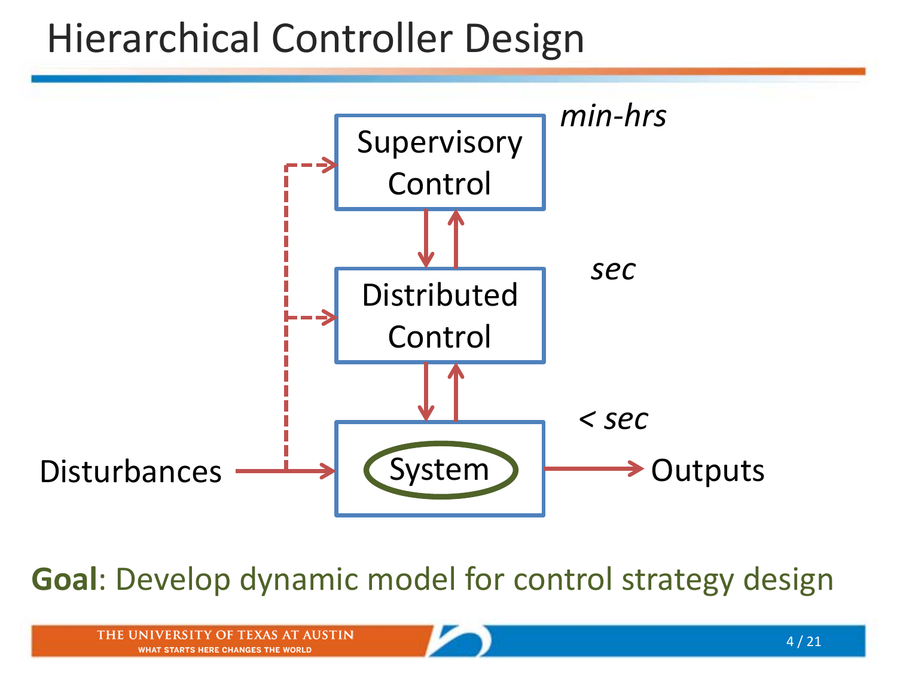# Hierarchical Controller Design

Supervisory Control — *min-hrs*

Distributed Control — *sec*

System — *< sec*

Disturbances

Outputs

**Goal**: Develop dynamic model for control strategy design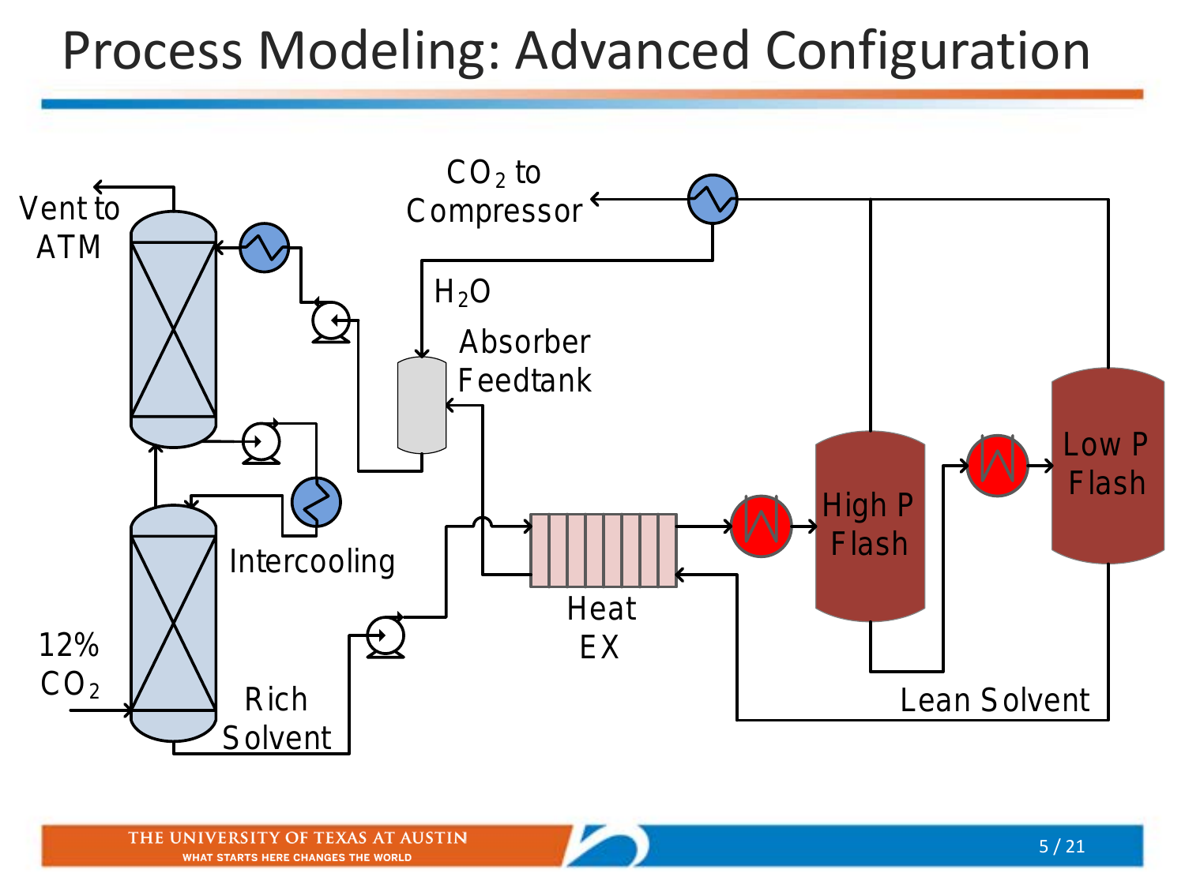# Process Modeling: Advanced Configuration

Vent to ATM

$CO_2$ to Compressor

$H_2O$

Absorber Feedtank

Intercooling

High P Flash

Low P Flash

Heat EX

12% $CO_2$

Rich Solvent

Lean Solvent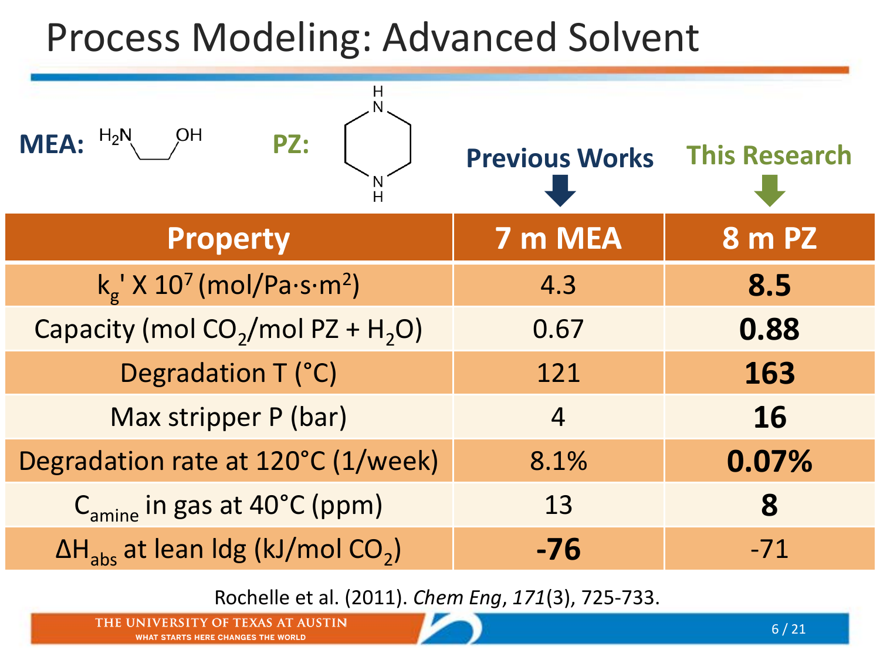# Process Modeling: Advanced Solvent

**MEA:** $H_2N$–$CH_2$–$CH_2$–OH **PZ:** (piperazine)

**Previous Works** → 7 m MEA **This Research** → 8 m PZ

| Property | 7 m MEA | 8 m PZ |
|---|---|---|
| $k_g' \times 10^7$ (mol/Pa·s·m$^2$) | 4.3 | **8.5** |
| Capacity (mol $CO_2$/mol PZ + $H_2O$) | 0.67 | **0.88** |
| Degradation T (°C) | 121 | **163** |
| Max stripper P (bar) | 4 | **16** |
| Degradation rate at 120°C (1/week) | 8.1% | **0.07%** |
| $C_{amine}$ in gas at 40°C (ppm) | 13 | **8** |
| $\Delta H_{abs}$ at lean ldg (kJ/mol $CO_2$) | **-76** | -71 |

Rochelle et al. (2011). *Chem Eng*, *171*(3), 725-733.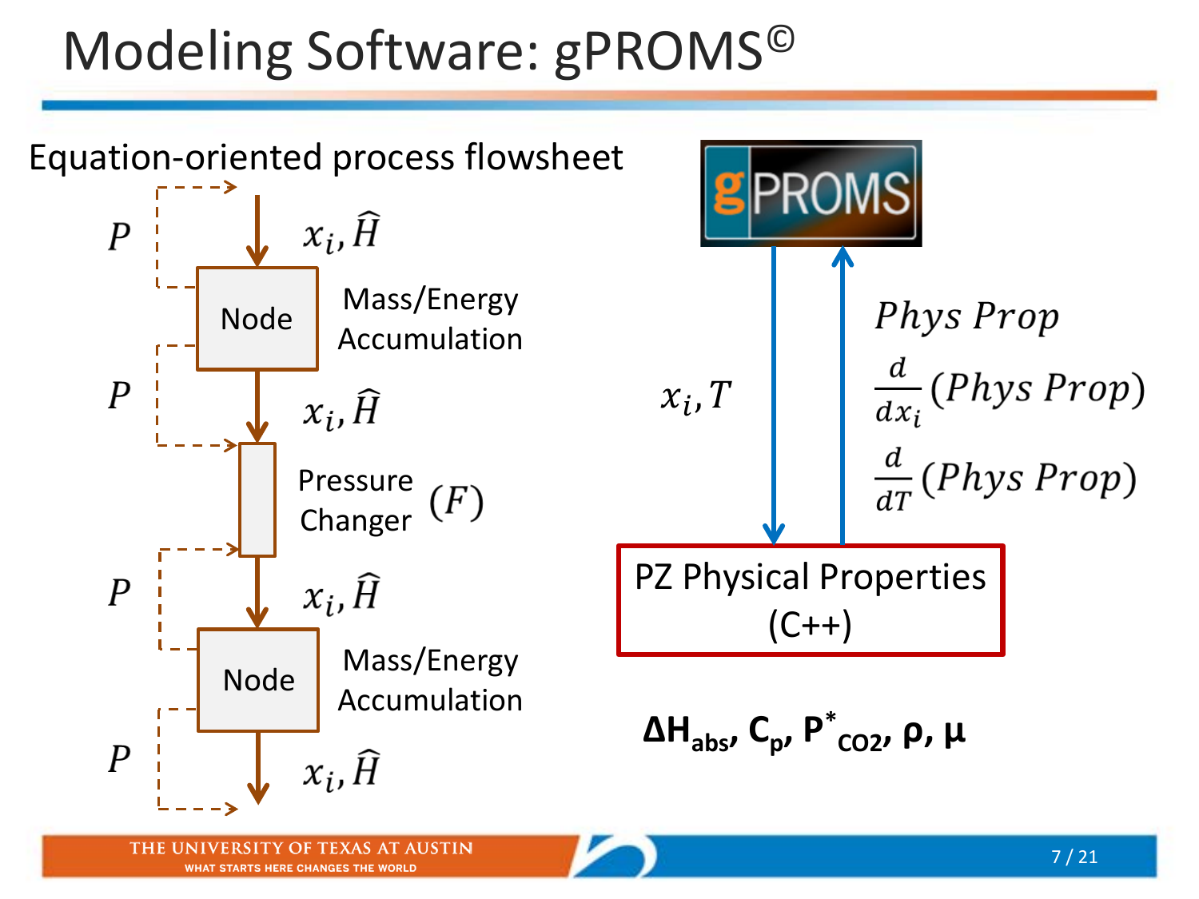# Modeling Software: gPROMS©

Equation-oriented process flowsheet

$P$ — $x_i, \hat{H}$

Node — Mass/Energy Accumulation

$P$ — $x_i, \hat{H}$

Pressure Changer $(F)$

$P$ — $x_i, \hat{H}$

Node — Mass/Energy Accumulation

$P$ — $x_i, \hat{H}$

gPROMS

$x_i, T$

$Phys\ Prop$

$\frac{d}{dx_i}(Phys\ Prop)$

$\frac{d}{dT}(Phys\ Prop)$

PZ Physical Properties (C++)

**$\Delta H_{abs}$, $C_p$, $P^*_{CO2}$, $\rho$, $\mu$**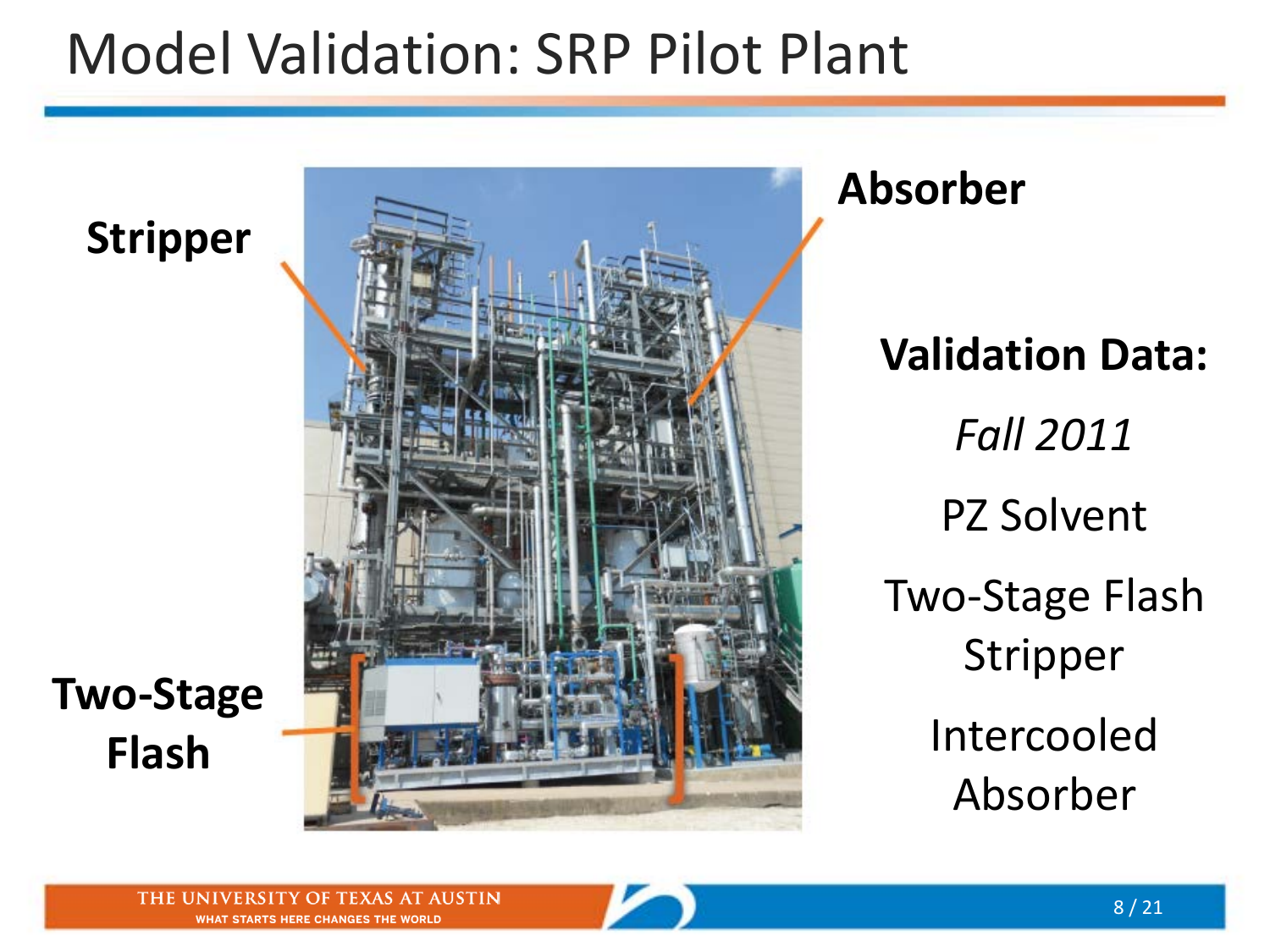# Model Validation: SRP Pilot Plant

Stripper

Absorber

Two-Stage Flash

**Validation Data:**

*Fall 2011*

PZ Solvent

Two-Stage Flash Stripper

Intercooled Absorber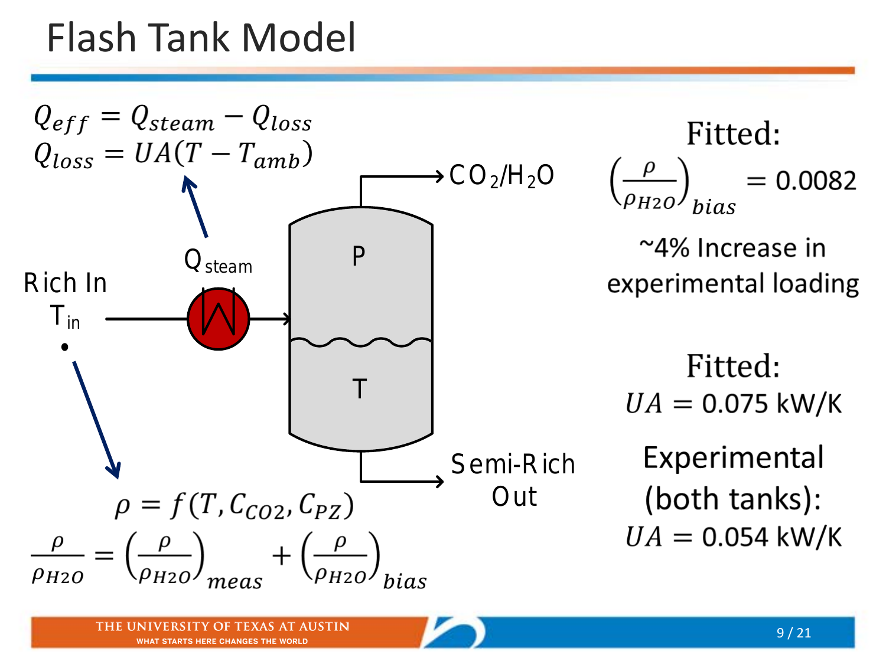# Flash Tank Model

$$Q_{eff} = Q_{steam} - Q_{loss}$$
$$Q_{loss} = UA(T - T_{amb})$$

$Q_{steam}$

Rich In
$T_{in}$

$CO_2/H_2O$

P

T

Semi-Rich Out

$$\rho = f(T, C_{CO2}, C_{PZ})$$

$$\frac{\rho}{\rho_{H2O}} = \left(\frac{\rho}{\rho_{H2O}}\right)_{meas} + \left(\frac{\rho}{\rho_{H2O}}\right)_{bias}$$

Fitted:

$$\left(\frac{\rho}{\rho_{H2O}}\right)_{bias} = 0.0082$$

~4% Increase in experimental loading

Fitted:

$UA = 0.075$ kW/K

Experimental (both tanks):

$UA = 0.054$ kW/K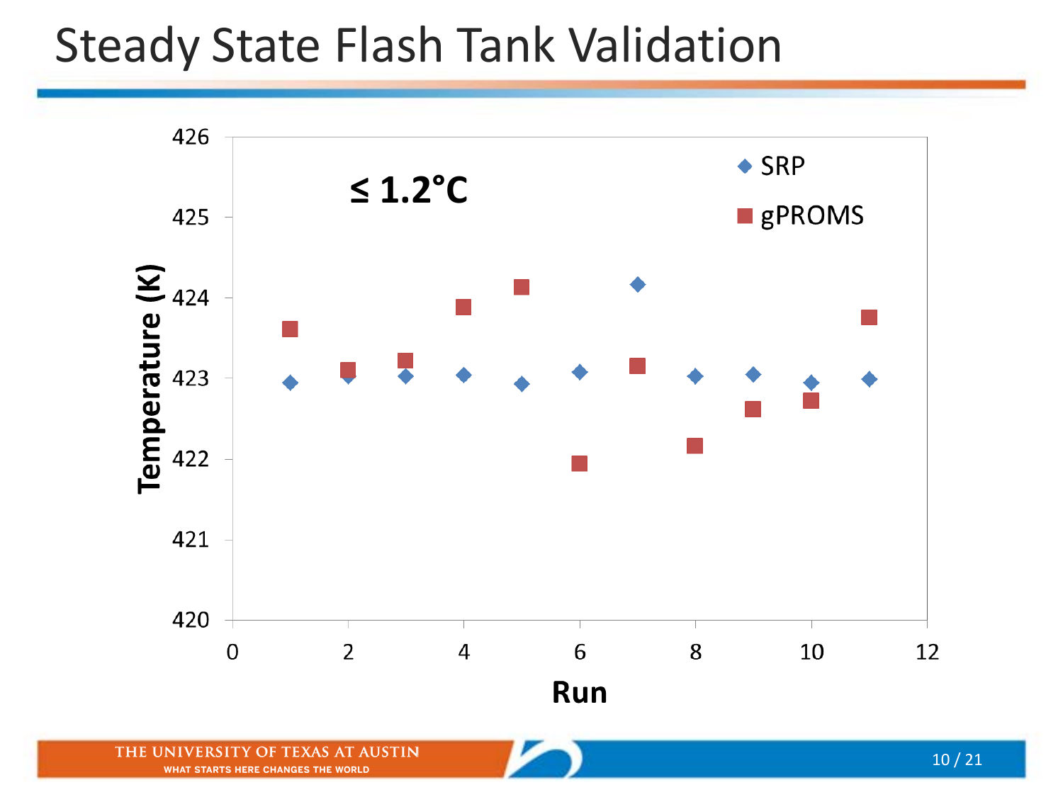# Steady State Flash Tank Validation

≤ 1.2°C

SRP

gPROMS

Temperature (K)

Run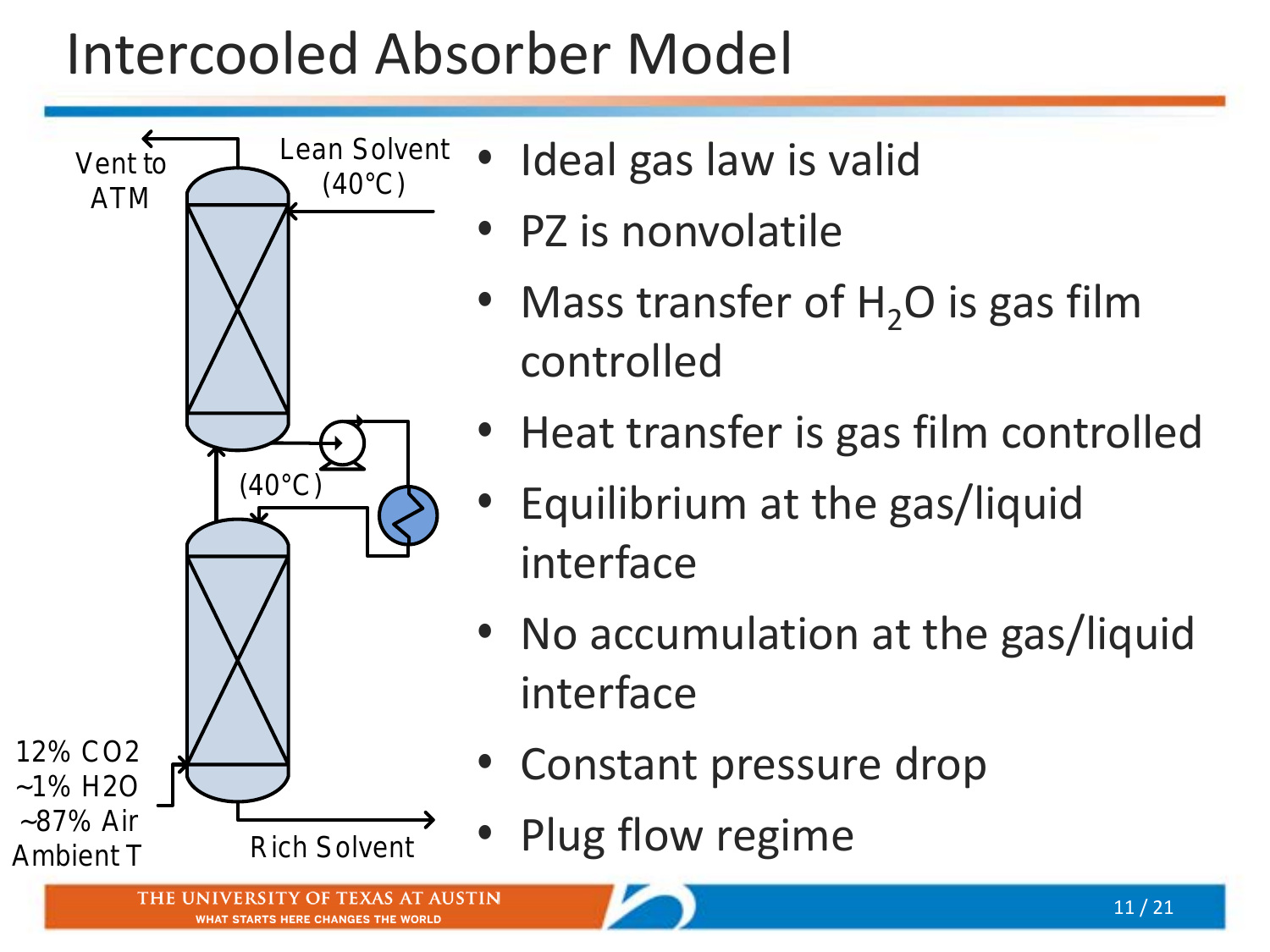# Intercooled Absorber Model

Vent to ATM

Lean Solvent (40°C)

(40°C)

12% CO2
~1% H2O
~87% Air
Ambient T

Rich Solvent

- Ideal gas law is valid
- PZ is nonvolatile
- Mass transfer of $H_2O$ is gas film controlled
- Heat transfer is gas film controlled
- Equilibrium at the gas/liquid interface
- No accumulation at the gas/liquid interface
- Constant pressure drop
- Plug flow regime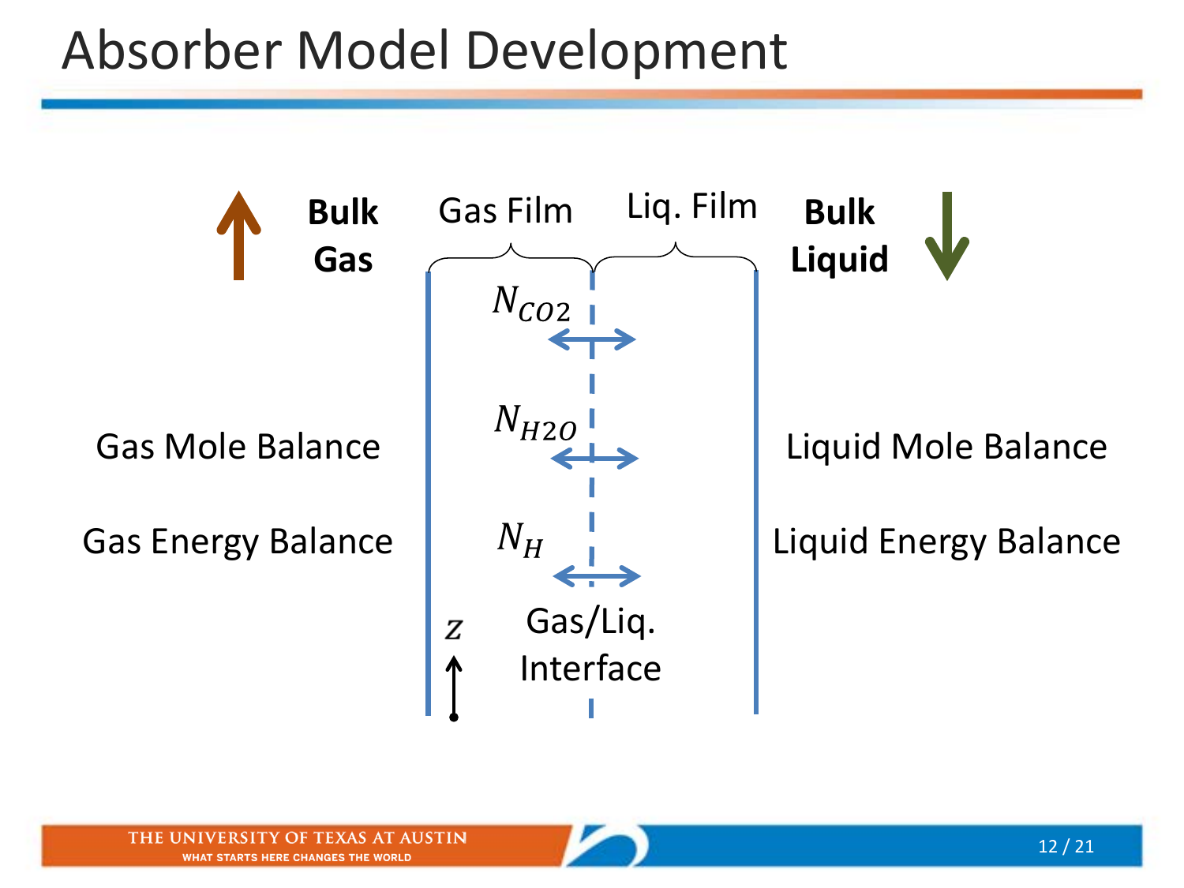# Absorber Model Development

**Bulk Gas**

Gas Film

Liq. Film

**Bulk Liquid**

$N_{CO2}$

$N_{H2O}$

$N_H$

Gas Mole Balance

Gas Energy Balance

Liquid Mole Balance

Liquid Energy Balance

$z$

Gas/Liq. Interface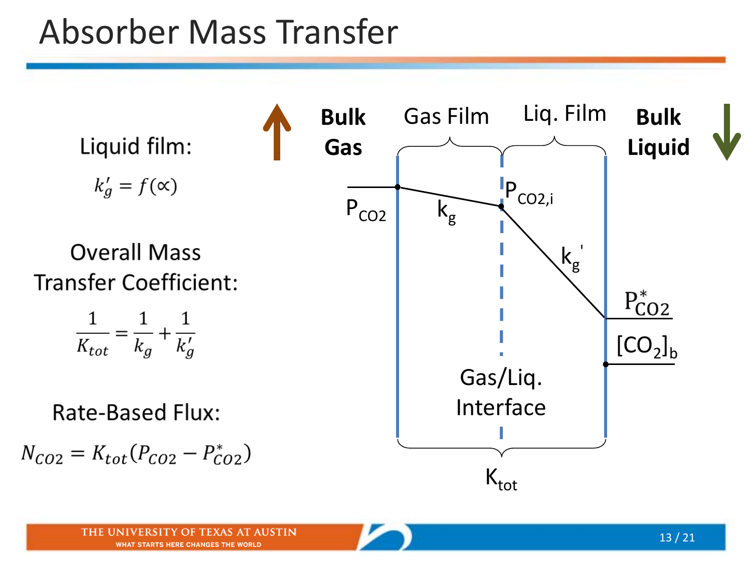# Absorber Mass Transfer

Liquid film:

$$k_g' = f(\propto)$$

Overall Mass Transfer Coefficient:

$$\frac{1}{K_{tot}} = \frac{1}{k_g} + \frac{1}{k_g'}$$

Rate-Based Flux:

$$N_{CO2} = K_{tot}(P_{CO2} - P_{CO2}^*)$$

**Bulk Gas** | Gas Film | Liq. Film | **Bulk Liquid**

$P_{CO2}$ — $k_g$ — $P_{CO2,i}$ — $k_g'$ — $P_{CO2}^*$

$[CO_2]_b$

Gas/Liq. Interface

$K_{tot}$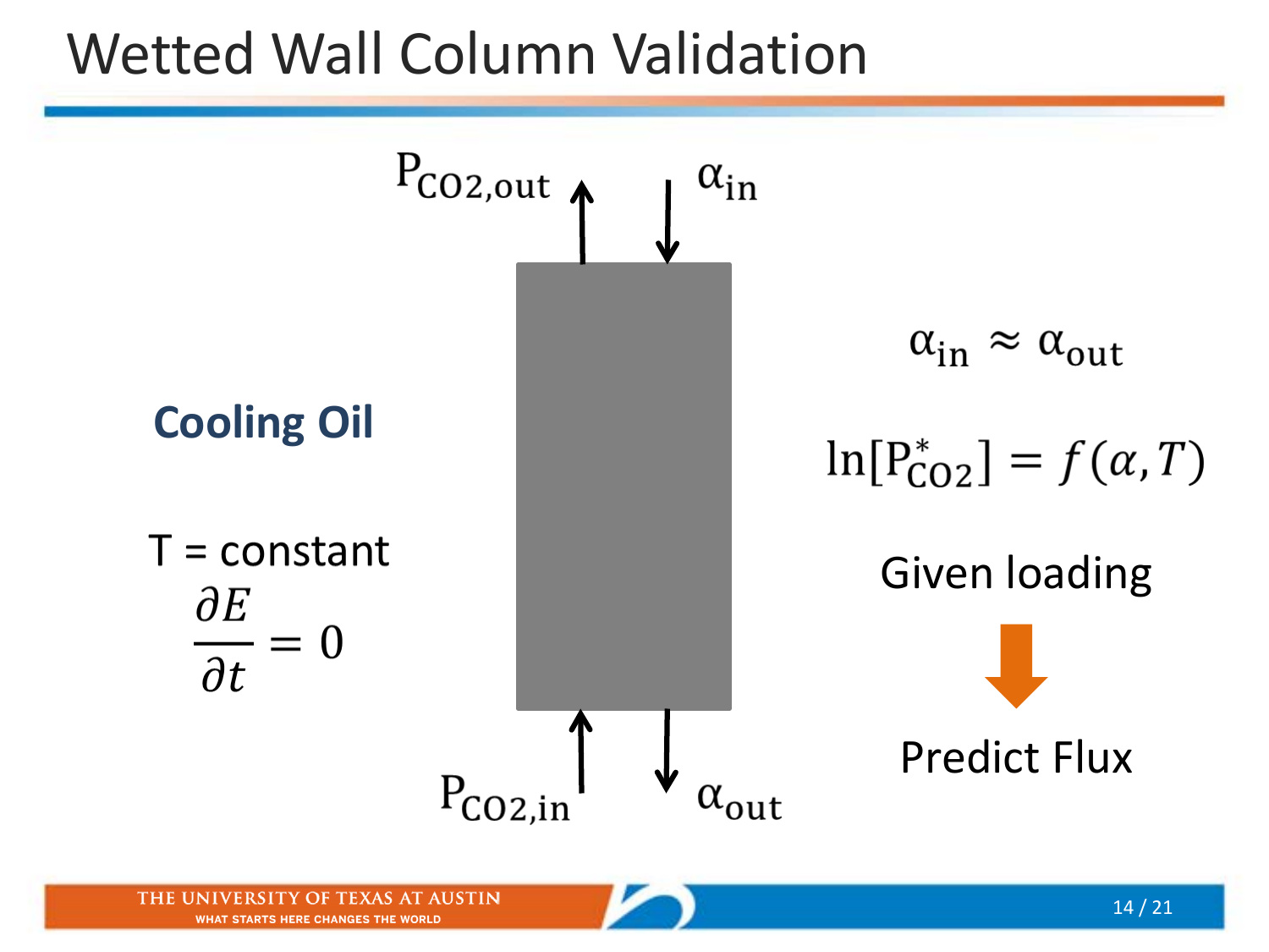# Wetted Wall Column Validation

$P_{CO2,out}$

$\alpha_{in}$

**Cooling Oil**

T = constant

$$\frac{\partial E}{\partial t} = 0$$

$P_{CO2,in}$

$\alpha_{out}$

$$\alpha_{in} \approx \alpha_{out}$$

$$\ln[P^*_{CO2}] = f(\alpha, T)$$

Given loading

Predict Flux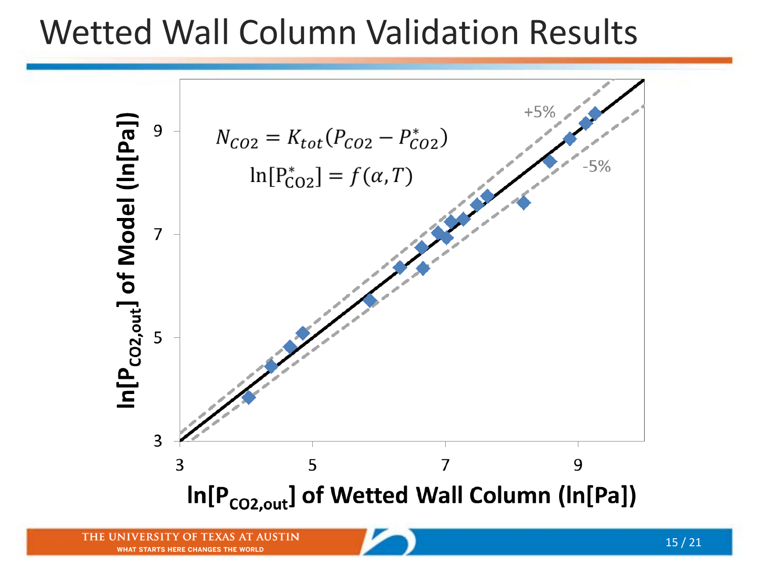# Wetted Wall Column Validation Results

$$N_{CO2} = K_{tot}(P_{CO2} - P^*_{CO2})$$

$$\ln[P^*_{CO2}] = f(\alpha, T)$$

+5%

-5%

$\ln[P_{CO2,out}]$ of Model ($\ln$[Pa])

$\ln[P_{CO2,out}]$ of Wetted Wall Column ($\ln$[Pa])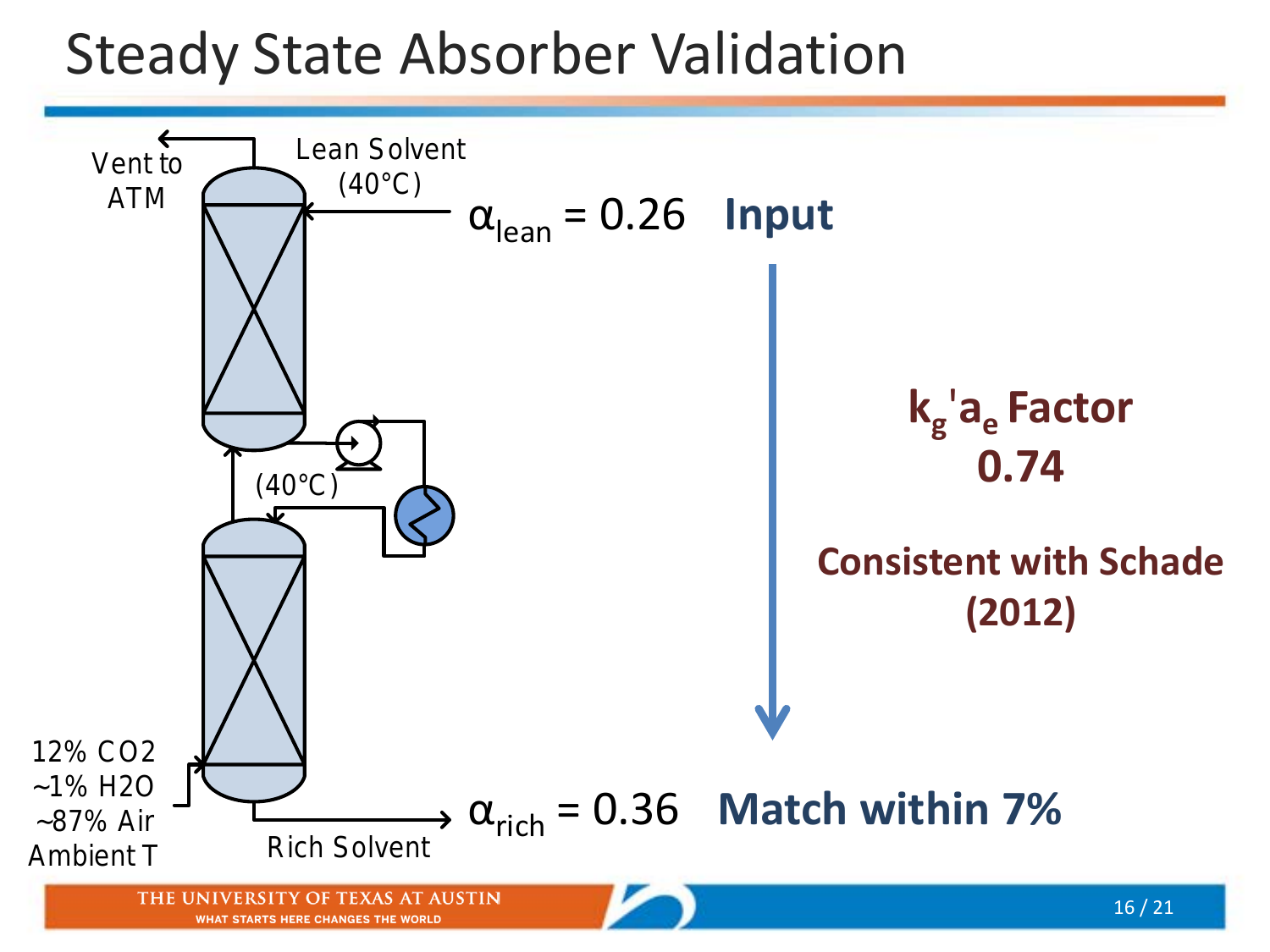# Steady State Absorber Validation

Vent to ATM

Lean Solvent (40°C)

(40°C)

12% $CO_2$
~1% $H_2O$
~87% Air
Ambient T

Rich Solvent

$\alpha_{lean} = 0.26$ **Input**

**$k_g'a_e$ Factor 0.74**

**Consistent with Schade (2012)**

$\alpha_{rich} = 0.36$ **Match within 7%**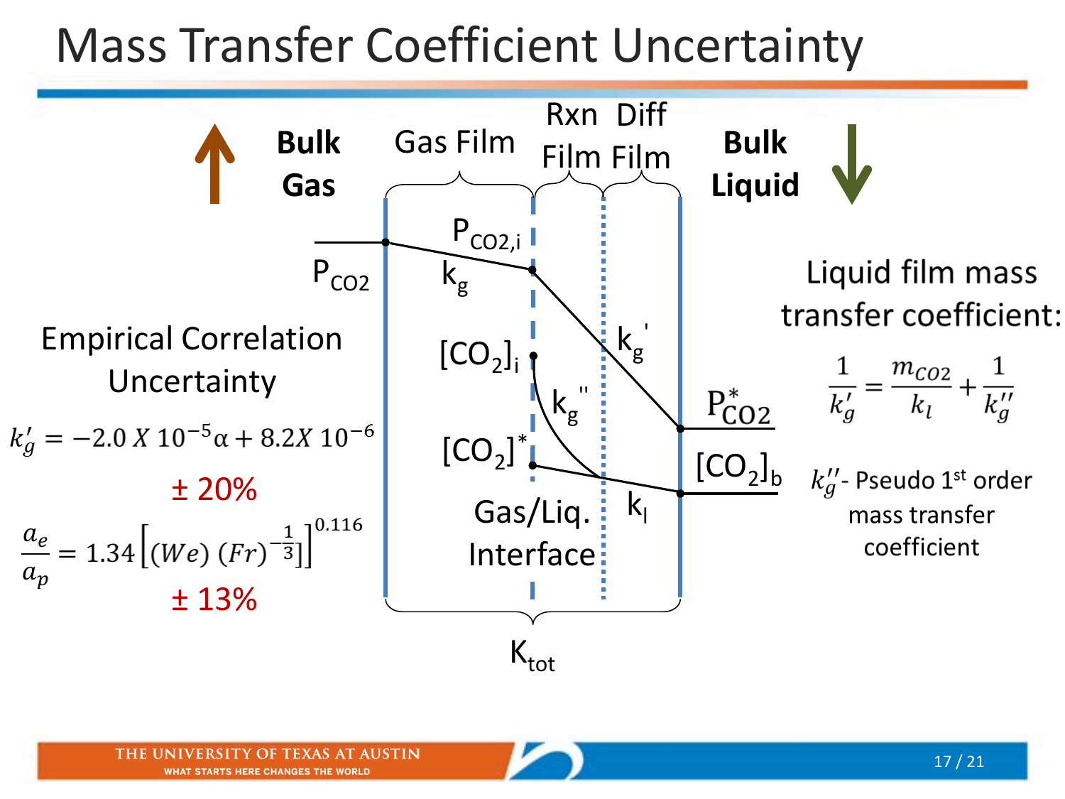# Mass Transfer Coefficient Uncertainty

Bulk Gas | Gas Film | Rxn Film | Diff Film | Bulk Liquid

$P_{CO2}$ — $P_{CO2,i}$ — $k_g$

$[CO_2]_i$ — $k_g''$ — $k_g'$

$[CO_2]^*$ — $k_l$

$P^*_{CO2}$

$[CO_2]_b$

Gas/Liq. Interface

$K_{tot}$

**Empirical Correlation Uncertainty**

$$k_g' = -2.0\ X\ 10^{-5}\alpha + 8.2X\ 10^{-6}$$

± 20%

$$\frac{a_e}{a_p} = 1.34\left[(We)\ (Fr)^{-\frac{1}{3}}\right]^{0.116}$$

± 13%

**Liquid film mass transfer coefficient:**

$$\frac{1}{k_g'} = \frac{m_{CO2}}{k_l} + \frac{1}{k_g''}$$

$k_g''$ - Pseudo 1st order mass transfer coefficient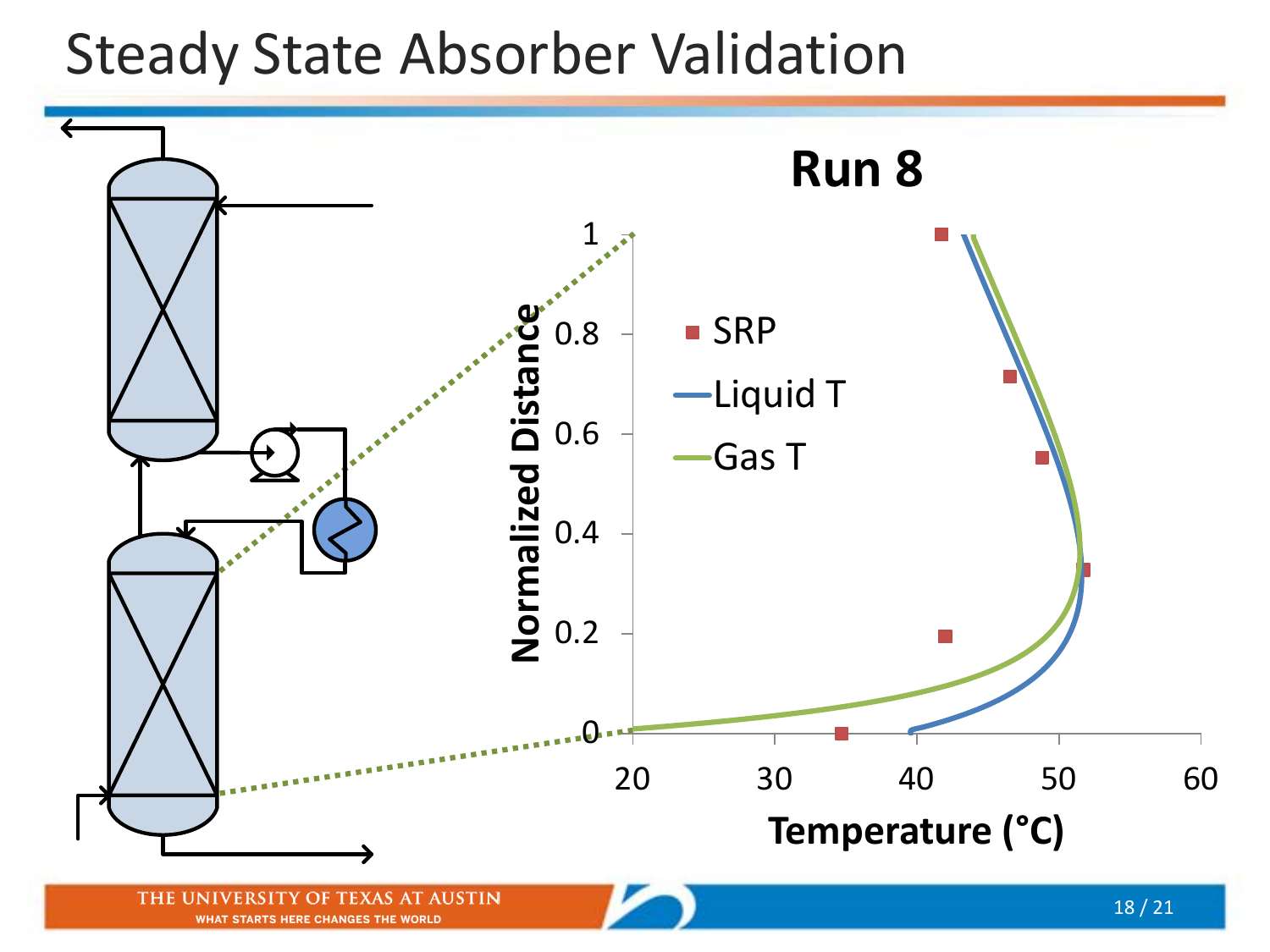# Steady State Absorber Validation

**Run 8**

Normalized Distance (0 to 1) vs. Temperature (°C) (20 to 60)

Legend: SRP, Liquid T, Gas T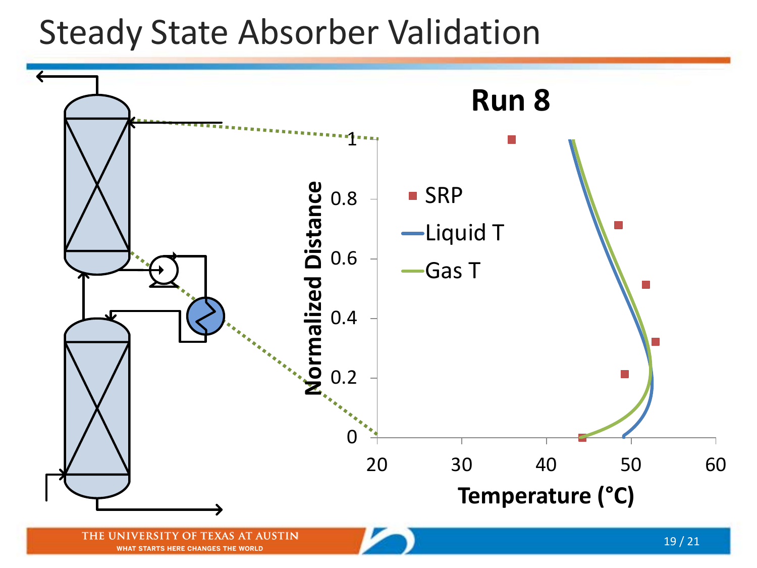# Steady State Absorber Validation

**Run 8**

- SRP
- Liquid T
- Gas T

**Normalized Distance**

**Temperature (°C)**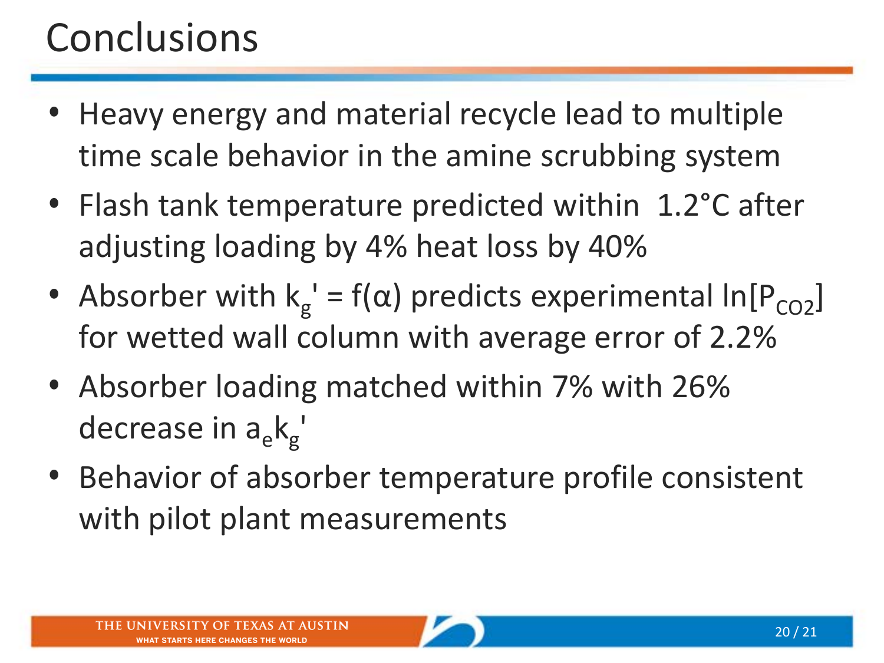# Conclusions

- Heavy energy and material recycle lead to multiple time scale behavior in the amine scrubbing system
- Flash tank temperature predicted within 1.2°C after adjusting loading by 4% heat loss by 40%
- Absorber with $k_g' = f(\alpha)$ predicts experimental $\ln[P_{CO2}]$ for wetted wall column with average error of 2.2%
- Absorber loading matched within 7% with 26% decrease in $a_e k_g'$
- Behavior of absorber temperature profile consistent with pilot plant measurements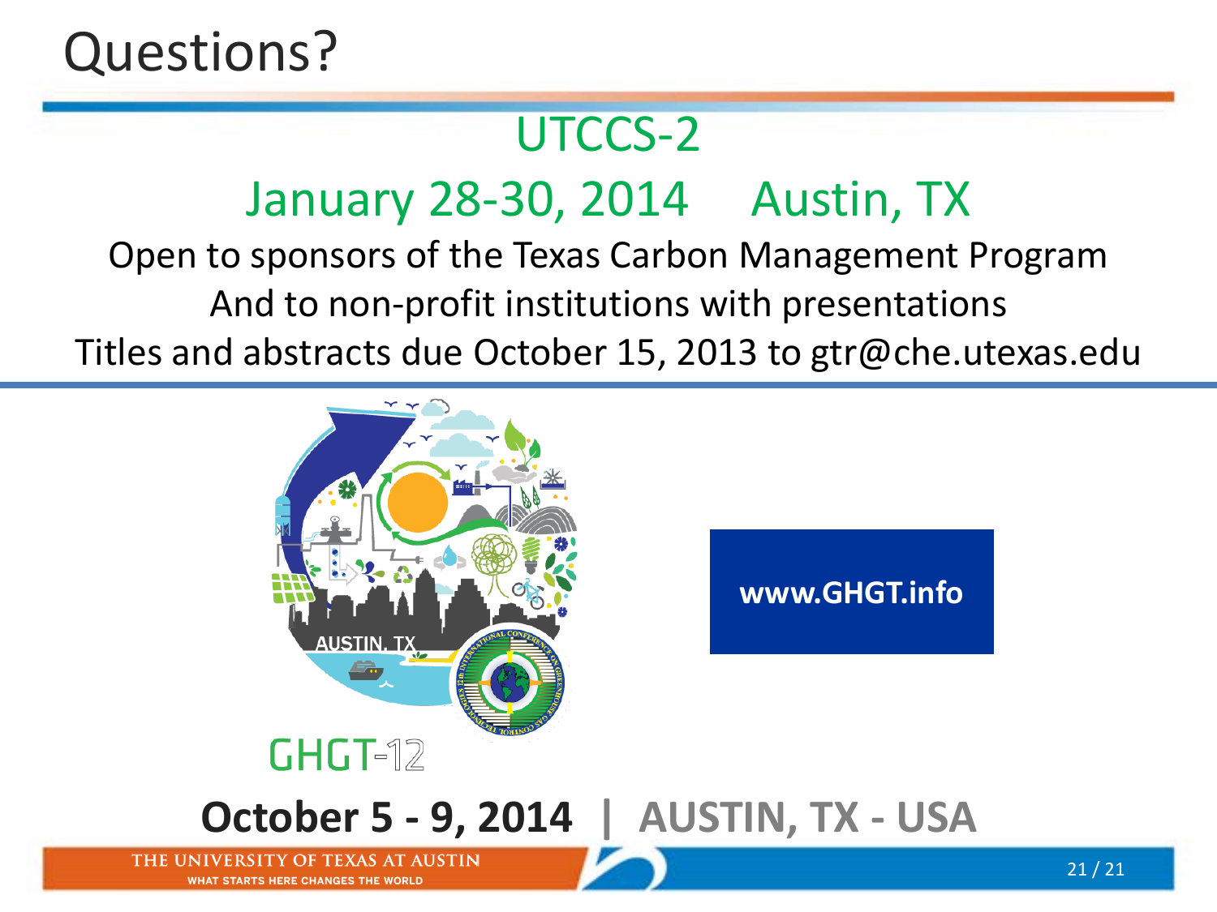# Questions?

## UTCCS-2

## January 28-30, 2014 Austin, TX

Open to sponsors of the Texas Carbon Management Program

And to non-profit institutions with presentations

Titles and abstracts due October 15, 2013 to gtr@che.utexas.edu

GHGT-12

**www.GHGT.info**

**October 5 - 9, 2014 | AUSTIN, TX - USA**